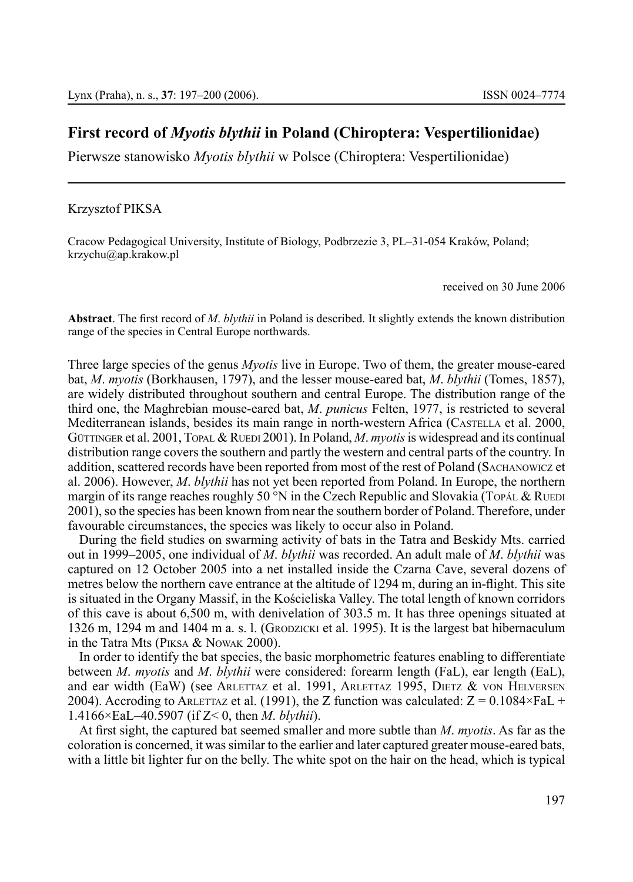# First record of *Myotis blythii* in Poland (Chiroptera: Vespertilionidae)

Pierwsze stanowisko *Myotis blythii* w Polsce (Chiroptera: Vespertilionidae)

---

Krzysztof PIKSA

Cracow Pedagogical University, Institute of Biology, Podbrzezie 3, PL–31-054 Kraków, Poland; krzychu@ap.krakow.pl

received on 30 June 2006

**Abstract**. The first record of *M. blythii* in Poland is described. It slightly extends the known distribution range of the species in Central Europe northwards.

Three large species of the genus *Myotis* live in Europe. Two of them, the greater mouse-eared bat, *M. myotis* (Borkhausen, 1797), and the lesser mouse-eared bat, *M. blythii* (Tomes, 1857), are widely distributed throughout southern and central Europe. The distribution range of the third one, the Maghrebian mouse-eared bat, *M. punicus* Felten, 1977, is restricted to several Mediterranean islands, besides its main range in north-western Africa (Castella et al. 2000, Güttinger et al. 2001, Topal & Ruedi 2001). In Poland, *M. myotis* is widespread and its continual distribution range covers the southern and partly the western and central parts of the country. In addition, scattered records have been reported from most of the rest of Poland (Sachanowicz et al. 2006). However, *M. blythii* has not yet been reported from Poland. In Europe, the northern margin of its range reaches roughly 50 °N in the Czech Republic and Slovakia (Topál & Ruedi 2001), so the species has been known from near the southern border of Poland. Therefore, under favourable circumstances, the species was likely to occur also in Poland.

During the field studies on swarming activity of bats in the Tatra and Beskidy Mts. carried out in 1999–2005, one individual of *M. blythii* was recorded. An adult male of *M. blythii* was captured on 12 October 2005 into a net installed inside the Czarna Cave, several dozens of metres below the northern cave entrance at the altitude of 1294 m, during an in-flight. This site is situated in the Organy Massif, in the Kościeliska Valley. The total length of known corridors of this cave is about 6,500 m, with denivelation of 303.5 m. It has three openings situated at 1326 m, 1294 m and 1404 m a. s. l. (Grodzicki et al. 1995). It is the largest bat hibernaculum in the Tatra Mts (Piksa & Nowak 2000).

In order to identify the bat species, the basic morphometric features enabling to differentiate between *M. myotis* and *M. blythii* were considered: forearm length (FaL), ear length (EaL), and ear width (EaW) (see Arlettaz et al. 1991, Arlettaz 1995, Dietz & von Helversen 2004). Accroding to Arlettaz et al. (1991), the Z function was calculated: $Z = 0.1084 \times FaL + 1.4166 \times EaL – 40.5907$ (if $Z < 0$, then *M. blythii*).

At first sight, the captured bat seemed smaller and more subtle than *M. myotis*. As far as the coloration is concerned, it was similar to the earlier and later captured greater mouse-eared bats, with a little bit lighter fur on the belly. The white spot on the hair on the head, which is typical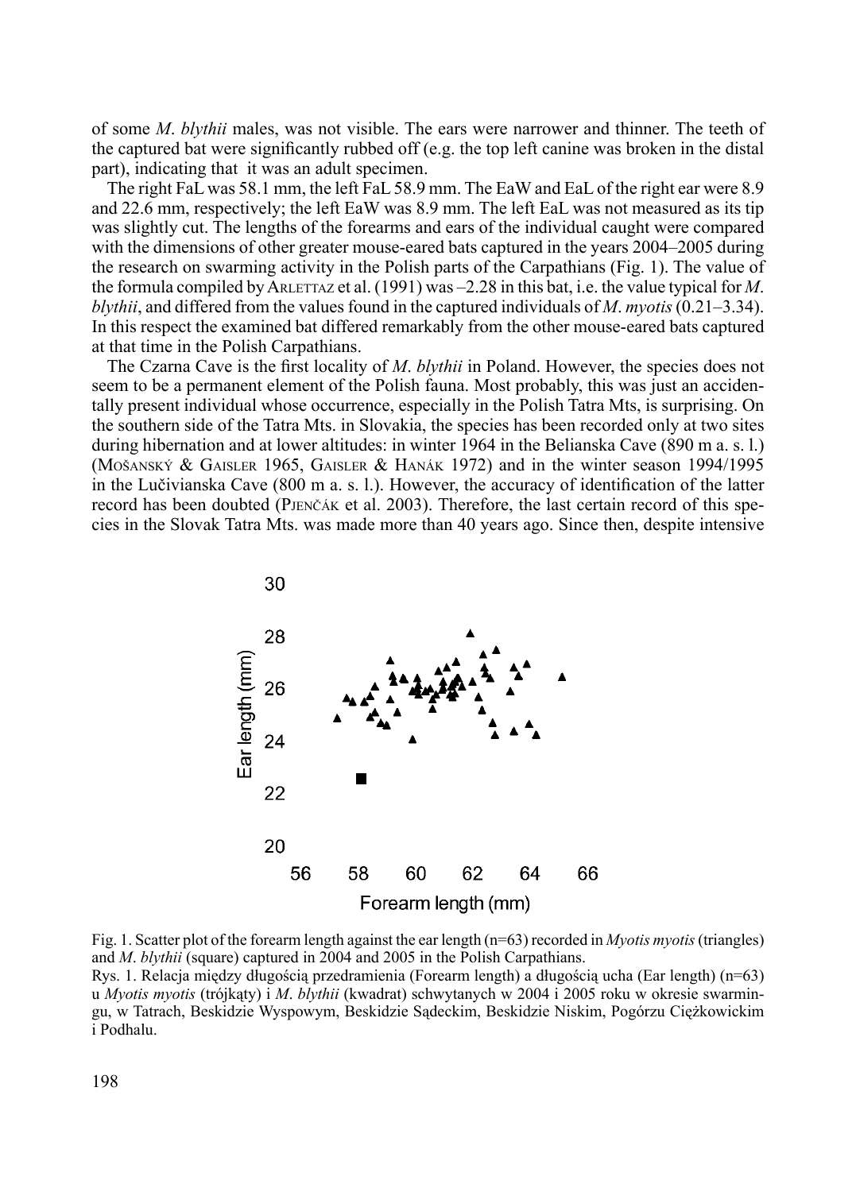of some *M. blythii* males, was not visible. The ears were narrower and thinner. The teeth of the captured bat were significantly rubbed off (e.g. the top left canine was broken in the distal part), indicating that it was an adult specimen.

The right FaL was 58.1 mm, the left FaL 58.9 mm. The EaW and EaL of the right ear were 8.9 and 22.6 mm, respectively; the left EaW was 8.9 mm. The left EaL was not measured as its tip was slightly cut. The lengths of the forearms and ears of the individual caught were compared with the dimensions of other greater mouse-eared bats captured in the years 2004–2005 during the research on swarming activity in the Polish parts of the Carpathians (Fig. 1). The value of the formula compiled by ARLETTAZ et al. (1991) was –2.28 in this bat, i.e. the value typical for *M. blythii*, and differed from the values found in the captured individuals of *M. myotis* (0.21–3.34). In this respect the examined bat differed remarkably from the other mouse-eared bats captured at that time in the Polish Carpathians.

The Czarna Cave is the first locality of *M. blythii* in Poland. However, the species does not seem to be a permanent element of the Polish fauna. Most probably, this was just an accidentally present individual whose occurrence, especially in the Polish Tatra Mts, is surprising. On the southern side of the Tatra Mts. in Slovakia, the species has been recorded only at two sites during hibernation and at lower altitudes: in winter 1964 in the Belianska Cave (890 m a. s. l.) (MOŠANSKÝ & GAISLER 1965, GAISLER & HANÁK 1972) and in the winter season 1994/1995 in the Lučivianska Cave (800 m a. s. l.). However, the accuracy of identification of the latter record has been doubted (PJENČÁK et al. 2003). Therefore, the last certain record of this species in the Slovak Tatra Mts. was made more than 40 years ago. Since then, despite intensive

Fig. 1. Scatter plot of the forearm length against the ear length (n=63) recorded in *Myotis myotis* (triangles) and *M. blythii* (square) captured in 2004 and 2005 in the Polish Carpathians.

Rys. 1. Relacja między długością przedramienia (Forearm length) a długością ucha (Ear length) (n=63) u *Myotis myotis* (trójkąty) i *M. blythii* (kwadrat) schwytanych w 2004 i 2005 roku w okresie swarmingu, w Tatrach, Beskidzie Wyspowym, Beskidzie Sądeckim, Beskidzie Niskim, Pogórzu Ciężkowickim i Podhalu.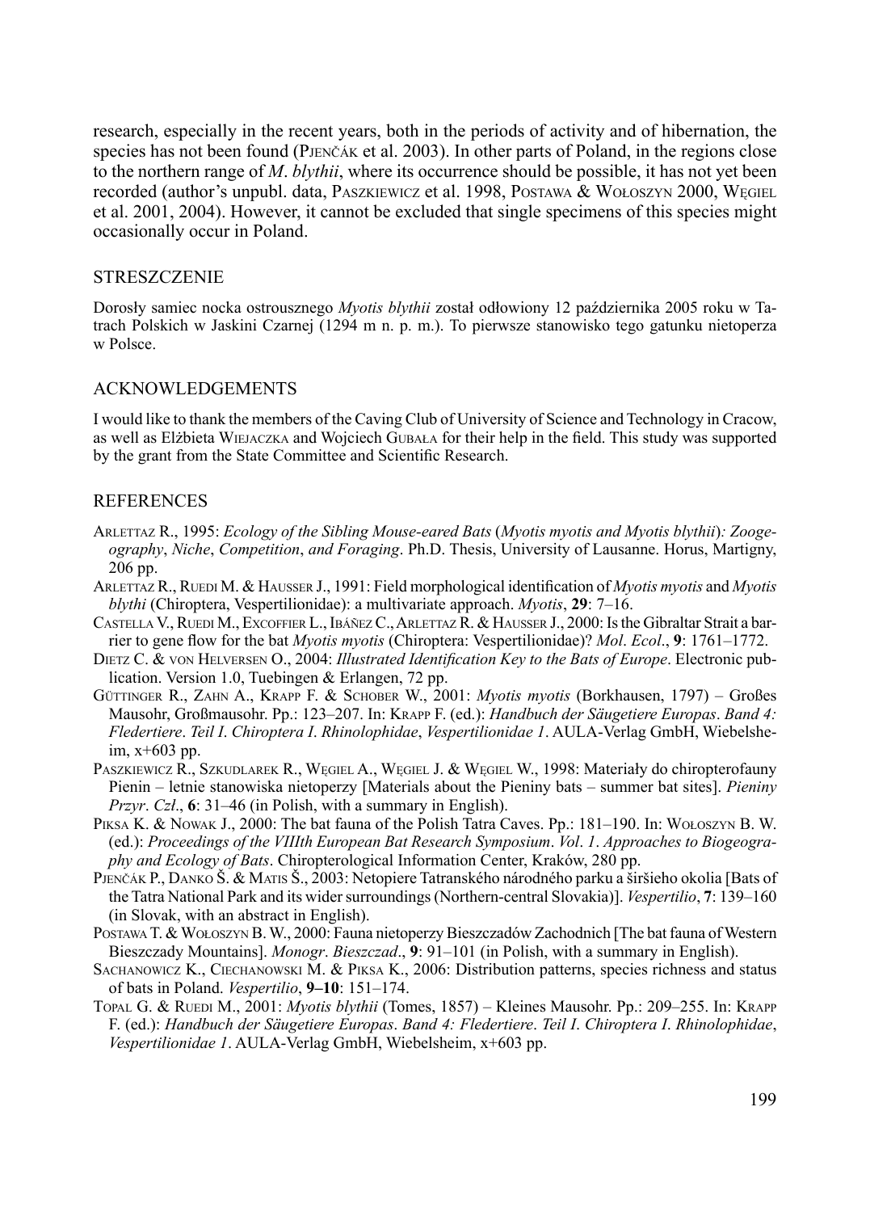research, especially in the recent years, both in the periods of activity and of hibernation, the species has not been found (Pjenčák et al. 2003). In other parts of Poland, in the regions close to the northern range of *M. blythii*, where its occurrence should be possible, it has not yet been recorded (author's unpubl. data, Paszkiewicz et al. 1998, Postawa & Wołoszyn 2000, Węgiel et al. 2001, 2004). However, it cannot be excluded that single specimens of this species might occasionally occur in Poland.

## STRESZCZENIE

Dorosły samiec nocka ostrousznego *Myotis blythii* został odłowiony 12 października 2005 roku w Tatrach Polskich w Jaskini Czarnej (1294 m n. p. m.). To pierwsze stanowisko tego gatunku nietoperza w Polsce.

## ACKNOWLEDGEMENTS

I would like to thank the members of the Caving Club of University of Science and Technology in Cracow, as well as Elżbieta Wiejaczka and Wojciech Gubała for their help in the field. This study was supported by the grant from the State Committee and Scientific Research.

## REFERENCES

Arlettaz R., 1995: *Ecology of the Sibling Mouse-eared Bats* (*Myotis myotis and Myotis blythii*)*: Zoogeography*, *Niche*, *Competition*, *and Foraging*. Ph.D. Thesis, University of Lausanne. Horus, Martigny, 206 pp.

Arlettaz R., Ruedi M. & Hausser J., 1991: Field morphological identification of *Myotis myotis* and *Myotis blythi* (Chiroptera, Vespertilionidae): a multivariate approach. *Myotis*, **29**: 7–16.

Castella V., Ruedi M., Excoffier L., Ibáñez C., Arlettaz R. & Hausser J., 2000: Is the Gibraltar Strait a barrier to gene flow for the bat *Myotis myotis* (Chiroptera: Vespertilionidae)? *Mol. Ecol*., **9**: 1761–1772.

Dietz C. & von Helversen O., 2004: *Illustrated Identification Key to the Bats of Europe*. Electronic publication. Version 1.0, Tuebingen & Erlangen, 72 pp.

Güttinger R., Zahn A., Krapp F. & Schober W., 2001: *Myotis myotis* (Borkhausen, 1797) – Großes Mausohr, Großmausohr. Pp.: 123–207. In: Krapp F. (ed.): *Handbuch der Säugetiere Europas*. *Band 4: Fledertiere*. *Teil I*. *Chiroptera I*. *Rhinolophidae*, *Vespertilionidae 1*. AULA-Verlag GmbH, Wiebelsheim, x+603 pp.

Paszkiewicz R., Szkudlarek R., Węgiel A., Węgiel J. & Węgiel W., 1998: Materiały do chiropterofauny Pienin – letnie stanowiska nietoperzy [Materials about the Pieniny bats – summer bat sites]. *Pieniny Przyr*. *Czł*., **6**: 31–46 (in Polish, with a summary in English).

Piksa K. & Nowak J., 2000: The bat fauna of the Polish Tatra Caves. Pp.: 181–190. In: Wołoszyn B. W. (ed.): *Proceedings of the VIIIth European Bat Research Symposium*. *Vol*. *1*. *Approaches to Biogeography and Ecology of Bats*. Chiropterological Information Center, Kraków, 280 pp.

Pjenčák P., Danko Š. & Matis Š., 2003: Netopiere Tatranského národného parku a širšieho okolia [Bats of the Tatra National Park and its wider surroundings (Northern-central Slovakia)]. *Vespertilio*, **7**: 139–160 (in Slovak, with an abstract in English).

Postawa T. & Wołoszyn B. W., 2000: Fauna nietoperzy Bieszczadów Zachodnich [The bat fauna of Western Bieszczady Mountains]. *Monogr*. *Bieszczad*., **9**: 91–101 (in Polish, with a summary in English).

Sachanowicz K., Ciechanowski M. & Piksa K., 2006: Distribution patterns, species richness and status of bats in Poland. *Vespertilio*, **9–10**: 151–174.

Topal G. & Ruedi M., 2001: *Myotis blythii* (Tomes, 1857) – Kleines Mausohr. Pp.: 209–255. In: Krapp F. (ed.): *Handbuch der Säugetiere Europas*. *Band 4: Fledertiere*. *Teil I*. *Chiroptera I*. *Rhinolophidae*, *Vespertilionidae 1*. AULA-Verlag GmbH, Wiebelsheim, x+603 pp.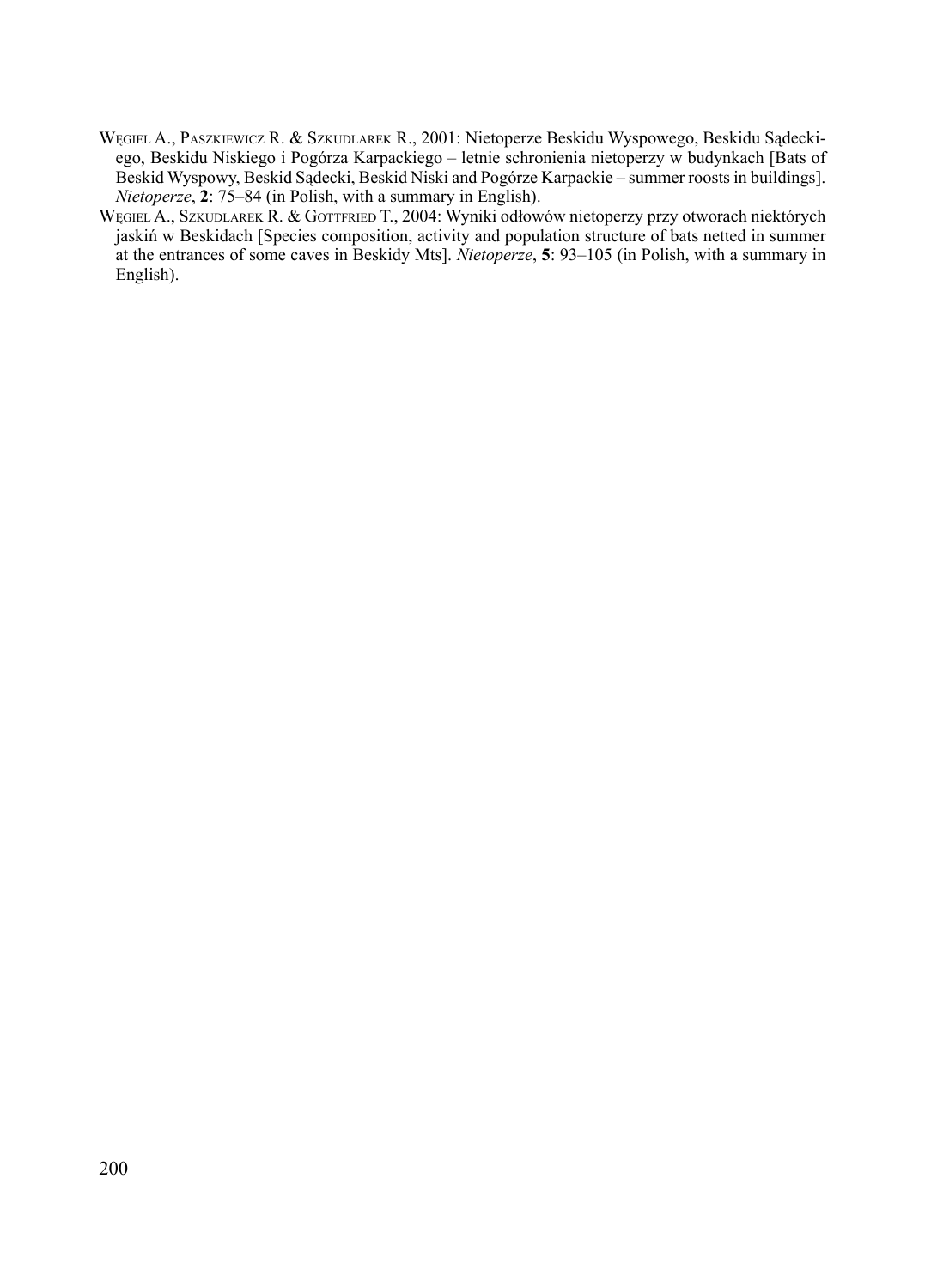Węgiel A., Paszkiewicz R. & Szkudlarek R., 2001: Nietoperze Beskidu Wyspowego, Beskidu Sądeckiego, Beskidu Niskiego i Pogórza Karpackiego – letnie schronienia nietoperzy w budynkach [Bats of Beskid Wyspowy, Beskid Sądecki, Beskid Niski and Pogórze Karpackie – summer roosts in buildings]. *Nietoperze*, **2**: 75–84 (in Polish, with a summary in English).

Węgiel A., Szkudlarek R. & Gottfried T., 2004: Wyniki odłowów nietoperzy przy otworach niektórych jaskiń w Beskidach [Species composition, activity and population structure of bats netted in summer at the entrances of some caves in Beskidy Mts]. *Nietoperze*, **5**: 93–105 (in Polish, with a summary in English).